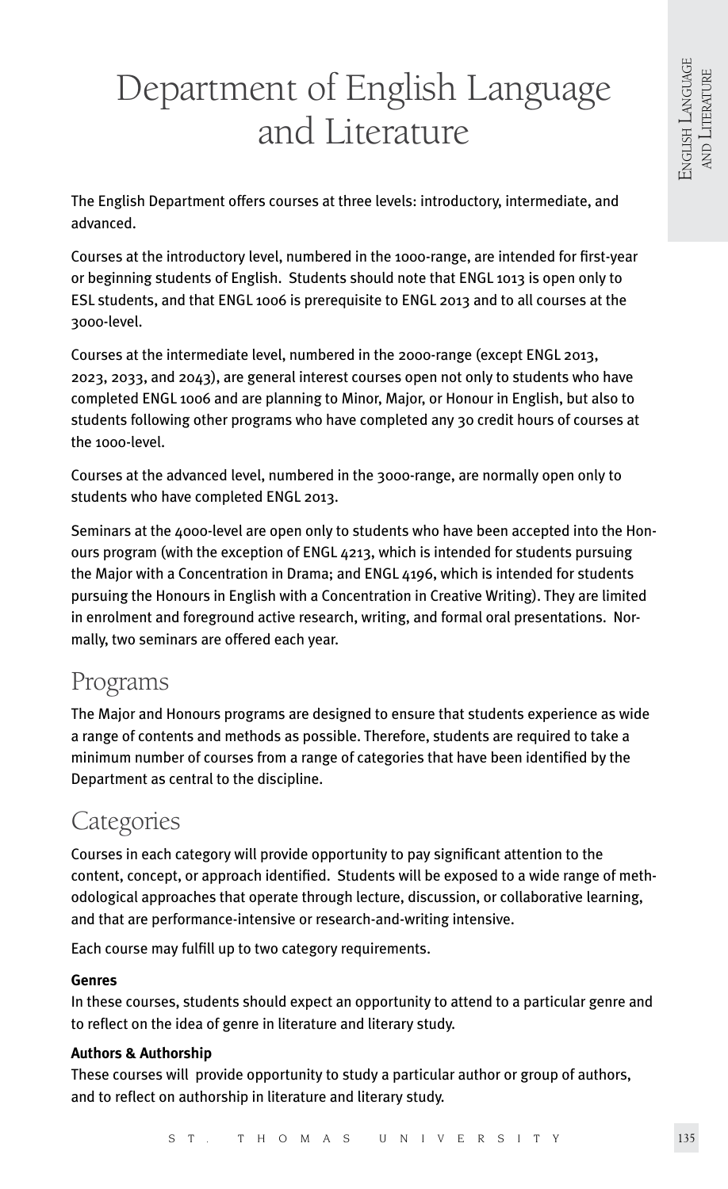# Department of English Language and Literature

The English Department offers courses at three levels: introductory, intermediate, and advanced.

Courses at the introductory level, numbered in the 1000-range, are intended for first-year or beginning students of English. Students should note that ENGL 1013 is open only to ESL students, and that ENGL 1006 is prerequisite to ENGL 2013 and to all courses at the 3000-level.

Courses at the intermediate level, numbered in the 2000-range (except ENGL 2013, 2023, 2033, and 2043), are general interest courses open not only to students who have completed ENGL 1006 and are planning to Minor, Major, or Honour in English, but also to students following other programs who have completed any 30 credit hours of courses at the 1000-level.

Courses at the advanced level, numbered in the 3000-range, are normally open only to students who have completed ENGL 2013.

Seminars at the 4000-level are open only to students who have been accepted into the Honours program (with the exception of ENGL 4213, which is intended for students pursuing the Major with a Concentration in Drama; and ENGL 4196, which is intended for students pursuing the Honours in English with a Concentration in Creative Writing). They are limited in enrolment and foreground active research, writing, and formal oral presentations. Normally, two seminars are offered each year.

## Programs

The Major and Honours programs are designed to ensure that students experience as wide a range of contents and methods as possible. Therefore, students are required to take a minimum number of courses from a range of categories that have been identified by the Department as central to the discipline.

## Categories

Courses in each category will provide opportunity to pay significant attention to the content, concept, or approach identified. Students will be exposed to a wide range of methodological approaches that operate through lecture, discussion, or collaborative learning, and that are performance-intensive or research-and-writing intensive.

Each course may fulfill up to two category requirements.

**Genres**

In these courses, students should expect an opportunity to attend to a particular genre and to reflect on the idea of genre in literature and literary study.

**Authors & Authorship**

These courses will provide opportunity to study a particular author or group of authors, and to reflect on authorship in literature and literary study.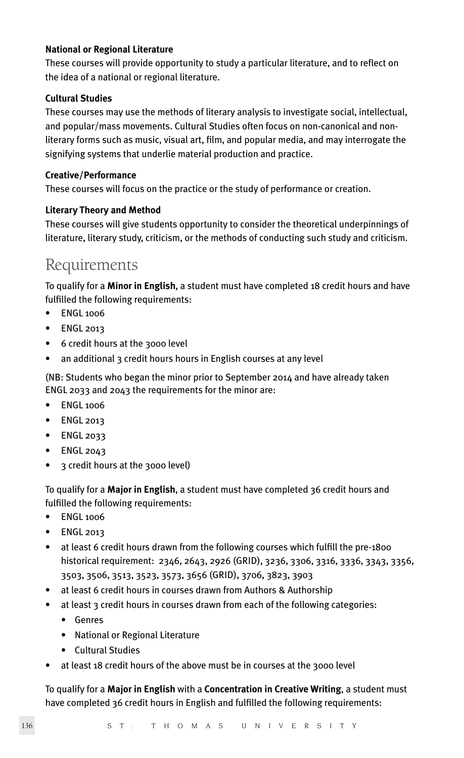**National or Regional Literature**

These courses will provide opportunity to study a particular literature, and to reflect on the idea of a national or regional literature.

**Cultural Studies**

These courses may use the methods of literary analysis to investigate social, intellectual, and popular/mass movements. Cultural Studies often focus on non-canonical and non-literary forms such as music, visual art, film, and popular media, and may interrogate the signifying systems that underlie material production and practice.

**Creative/Performance**

These courses will focus on the practice or the study of performance or creation.

**Literary Theory and Method**

These courses will give students opportunity to consider the theoretical underpinnings of literature, literary study, criticism, or the methods of conducting such study and criticism.

## Requirements

To qualify for a **Minor in English**, a student must have completed 18 credit hours and have fulfilled the following requirements:

- ENGL 1006
- ENGL 2013
- 6 credit hours at the 3000 level
- an additional 3 credit hours hours in English courses at any level

(NB: Students who began the minor prior to September 2014 and have already taken ENGL 2033 and 2043 the requirements for the minor are:

- ENGL 1006
- ENGL 2013
- ENGL 2033
- ENGL 2043
- 3 credit hours at the 3000 level)

To qualify for a **Major in English**, a student must have completed 36 credit hours and fulfilled the following requirements:

- ENGL 1006
- ENGL 2013
- at least 6 credit hours drawn from the following courses which fulfill the pre-1800 historical requirement: 2346, 2643, 2926 (GRID), 3236, 3306, 3316, 3336, 3343, 3356, 3503, 3506, 3513, 3523, 3573, 3656 (GRID), 3706, 3823, 3903
- at least 6 credit hours in courses drawn from Authors & Authorship
- at least 3 credit hours in courses drawn from each of the following categories:
  - Genres
  - National or Regional Literature
  - Cultural Studies
- at least 18 credit hours of the above must be in courses at the 3000 level

To qualify for a **Major in English** with a **Concentration in Creative Writing**, a student must have completed 36 credit hours in English and fulfilled the following requirements: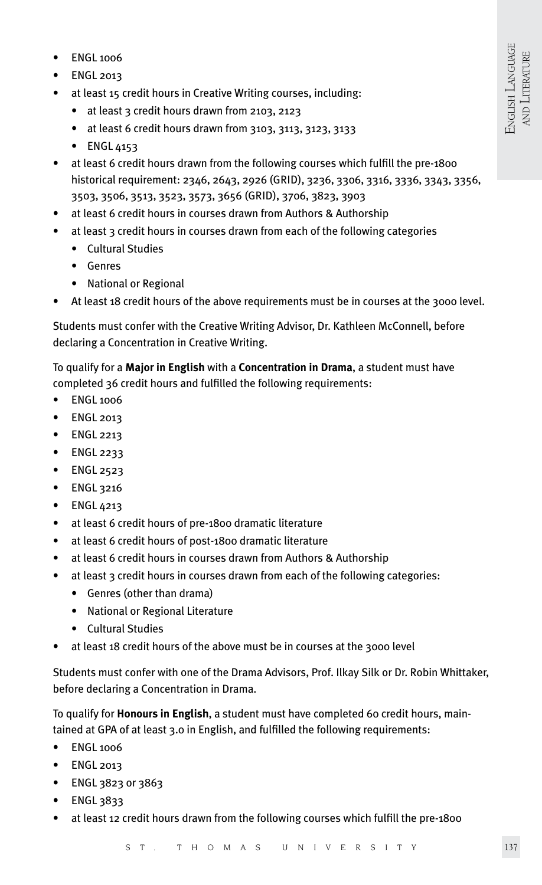- ENGL 1006
- ENGL 2013
- at least 15 credit hours in Creative Writing courses, including:
  - at least 3 credit hours drawn from 2103, 2123
  - at least 6 credit hours drawn from 3103, 3113, 3123, 3133
  - ENGL 4153
- at least 6 credit hours drawn from the following courses which fulfill the pre-1800 historical requirement: 2346, 2643, 2926 (GRID), 3236, 3306, 3316, 3336, 3343, 3356, 3503, 3506, 3513, 3523, 3573, 3656 (GRID), 3706, 3823, 3903
- at least 6 credit hours in courses drawn from Authors & Authorship
- at least 3 credit hours in courses drawn from each of the following categories
  - Cultural Studies
  - Genres
  - National or Regional
- At least 18 credit hours of the above requirements must be in courses at the 3000 level.

Students must confer with the Creative Writing Advisor, Dr. Kathleen McConnell, before declaring a Concentration in Creative Writing.

To qualify for a **Major in English** with a **Concentration in Drama**, a student must have completed 36 credit hours and fulfilled the following requirements:

- ENGL 1006
- ENGL 2013
- ENGL 2213
- ENGL 2233
- ENGL 2523
- ENGL 3216
- ENGL 4213
- at least 6 credit hours of pre-1800 dramatic literature
- at least 6 credit hours of post-1800 dramatic literature
- at least 6 credit hours in courses drawn from Authors & Authorship
- at least 3 credit hours in courses drawn from each of the following categories:
  - Genres (other than drama)
  - National or Regional Literature
  - Cultural Studies
- at least 18 credit hours of the above must be in courses at the 3000 level

Students must confer with one of the Drama Advisors, Prof. Ilkay Silk or Dr. Robin Whittaker, before declaring a Concentration in Drama.

To qualify for **Honours in English**, a student must have completed 60 credit hours, maintained at GPA of at least 3.0 in English, and fulfilled the following requirements:

- ENGL 1006
- ENGL 2013
- ENGL 3823 or 3863
- ENGL 3833
- at least 12 credit hours drawn from the following courses which fulfill the pre-1800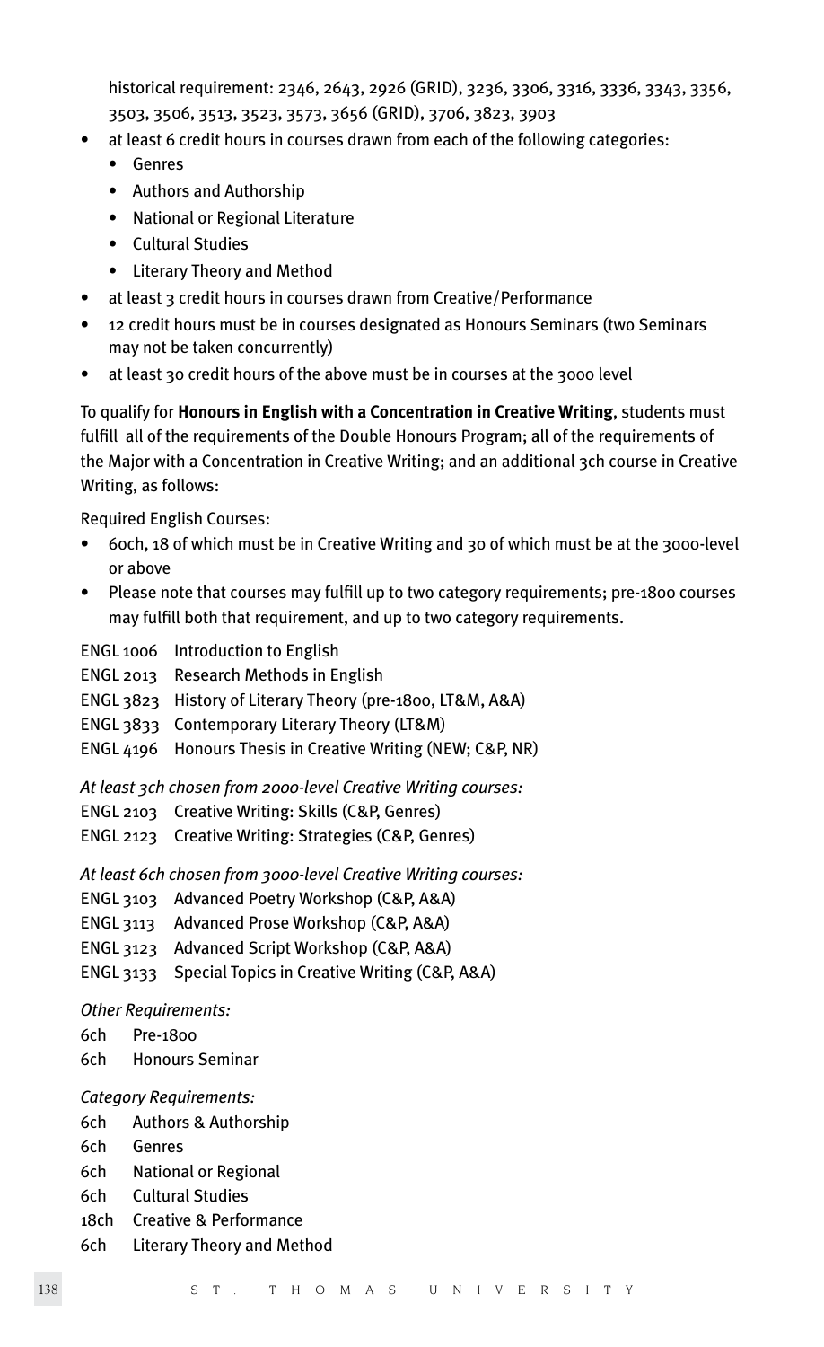historical requirement: 2346, 2643, 2926 (GRID), 3236, 3306, 3316, 3336, 3343, 3356, 3503, 3506, 3513, 3523, 3573, 3656 (GRID), 3706, 3823, 3903

- at least 6 credit hours in courses drawn from each of the following categories:
  - Genres
  - Authors and Authorship
  - National or Regional Literature
  - Cultural Studies
  - Literary Theory and Method
- at least 3 credit hours in courses drawn from Creative/Performance
- 12 credit hours must be in courses designated as Honours Seminars (two Seminars may not be taken concurrently)
- at least 30 credit hours of the above must be in courses at the 3000 level

To qualify for **Honours in English with a Concentration in Creative Writing**, students must fulfill all of the requirements of the Double Honours Program; all of the requirements of the Major with a Concentration in Creative Writing; and an additional 3ch course in Creative Writing, as follows:

Required English Courses:

- 60ch, 18 of which must be in Creative Writing and 30 of which must be at the 3000-level or above
- Please note that courses may fulfill up to two category requirements; pre-1800 courses may fulfill both that requirement, and up to two category requirements.

ENGL 1006 Introduction to English
ENGL 2013 Research Methods in English
ENGL 3823 History of Literary Theory (pre-1800, LT&M, A&A)
ENGL 3833 Contemporary Literary Theory (LT&M)
ENGL 4196 Honours Thesis in Creative Writing (NEW; C&P, NR)

*At least 3ch chosen from 2000-level Creative Writing courses:*

ENGL 2103 Creative Writing: Skills (C&P, Genres)
ENGL 2123 Creative Writing: Strategies (C&P, Genres)

*At least 6ch chosen from 3000-level Creative Writing courses:*

ENGL 3103 Advanced Poetry Workshop (C&P, A&A)
ENGL 3113 Advanced Prose Workshop (C&P, A&A)
ENGL 3123 Advanced Script Workshop (C&P, A&A)
ENGL 3133 Special Topics in Creative Writing (C&P, A&A)

*Other Requirements:*

6ch Pre-1800
6ch Honours Seminar

*Category Requirements:*

6ch Authors & Authorship
6ch Genres
6ch National or Regional
6ch Cultural Studies
18ch Creative & Performance
6ch Literary Theory and Method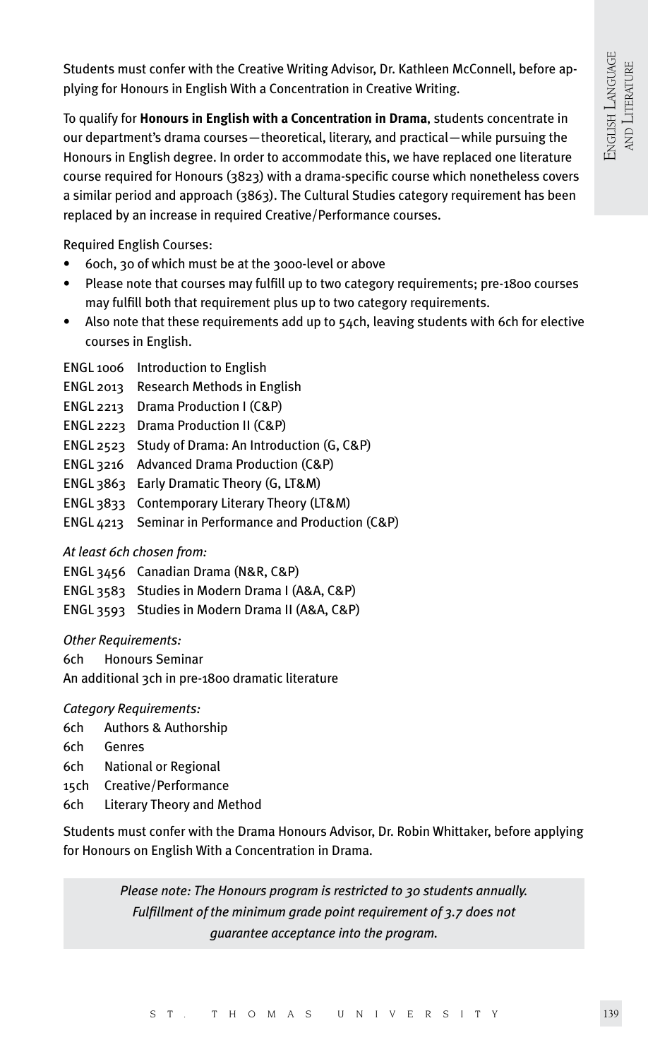Students must confer with the Creative Writing Advisor, Dr. Kathleen McConnell, before applying for Honours in English With a Concentration in Creative Writing.

To qualify for **Honours in English with a Concentration in Drama**, students concentrate in our department's drama courses—theoretical, literary, and practical—while pursuing the Honours in English degree. In order to accommodate this, we have replaced one literature course required for Honours (3823) with a drama-specific course which nonetheless covers a similar period and approach (3863). The Cultural Studies category requirement has been replaced by an increase in required Creative/Performance courses.

Required English Courses:

- 60ch, 30 of which must be at the 3000-level or above
- Please note that courses may fulfill up to two category requirements; pre-1800 courses may fulfill both that requirement plus up to two category requirements.
- Also note that these requirements add up to 54ch, leaving students with 6ch for elective courses in English.

ENGL 1006 Introduction to English
ENGL 2013 Research Methods in English
ENGL 2213 Drama Production I (C&P)
ENGL 2223 Drama Production II (C&P)
ENGL 2523 Study of Drama: An Introduction (G, C&P)
ENGL 3216 Advanced Drama Production (C&P)
ENGL 3863 Early Dramatic Theory (G, LT&M)
ENGL 3833 Contemporary Literary Theory (LT&M)
ENGL 4213 Seminar in Performance and Production (C&P)

*At least 6ch chosen from:*

ENGL 3456 Canadian Drama (N&R, C&P)
ENGL 3583 Studies in Modern Drama I (A&A, C&P)
ENGL 3593 Studies in Modern Drama II (A&A, C&P)

*Other Requirements:*

6ch Honours Seminar
An additional 3ch in pre-1800 dramatic literature

*Category Requirements:*

6ch Authors & Authorship
6ch Genres
6ch National or Regional
15ch Creative/Performance
6ch Literary Theory and Method

Students must confer with the Drama Honours Advisor, Dr. Robin Whittaker, before applying for Honours on English With a Concentration in Drama.

*Please note: The Honours program is restricted to 30 students annually. Fulfillment of the minimum grade point requirement of 3.7 does not guarantee acceptance into the program.*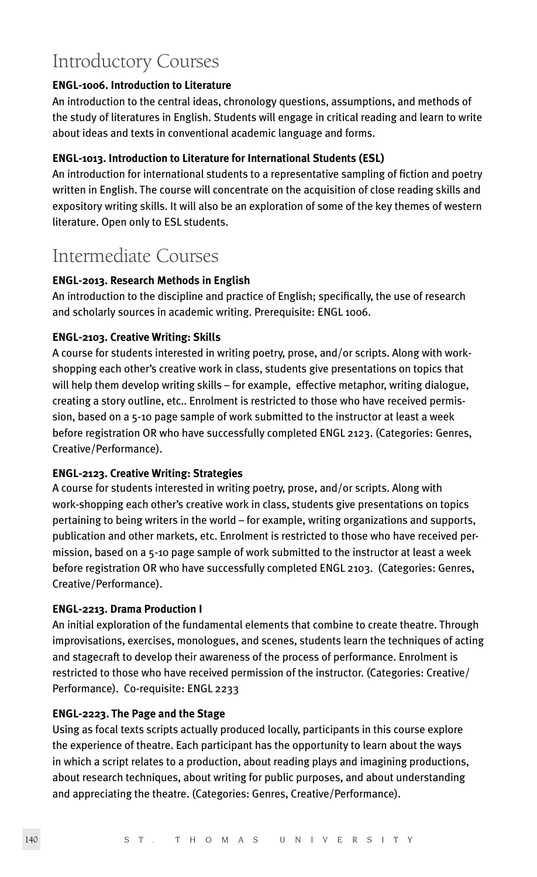## Introductory Courses

**ENGL-1006. Introduction to Literature**

An introduction to the central ideas, chronology questions, assumptions, and methods of the study of literatures in English. Students will engage in critical reading and learn to write about ideas and texts in conventional academic language and forms.

**ENGL-1013. Introduction to Literature for International Students (ESL)**

An introduction for international students to a representative sampling of fiction and poetry written in English. The course will concentrate on the acquisition of close reading skills and expository writing skills. It will also be an exploration of some of the key themes of western literature. Open only to ESL students.

## Intermediate Courses

**ENGL-2013. Research Methods in English**

An introduction to the discipline and practice of English; specifically, the use of research and scholarly sources in academic writing. Prerequisite: ENGL 1006.

**ENGL-2103. Creative Writing: Skills**

A course for students interested in writing poetry, prose, and/or scripts. Along with work-shopping each other's creative work in class, students give presentations on topics that will help them develop writing skills – for example, effective metaphor, writing dialogue, creating a story outline, etc.. Enrolment is restricted to those who have received permission, based on a 5-10 page sample of work submitted to the instructor at least a week before registration OR who have successfully completed ENGL 2123. (Categories: Genres, Creative/Performance).

**ENGL-2123. Creative Writing: Strategies**

A course for students interested in writing poetry, prose, and/or scripts. Along with work-shopping each other's creative work in class, students give presentations on topics pertaining to being writers in the world – for example, writing organizations and supports, publication and other markets, etc. Enrolment is restricted to those who have received permission, based on a 5-10 page sample of work submitted to the instructor at least a week before registration OR who have successfully completed ENGL 2103. (Categories: Genres, Creative/Performance).

**ENGL-2213. Drama Production I**

An initial exploration of the fundamental elements that combine to create theatre. Through improvisations, exercises, monologues, and scenes, students learn the techniques of acting and stagecraft to develop their awareness of the process of performance. Enrolment is restricted to those who have received permission of the instructor. (Categories: Creative/Performance). Co-requisite: ENGL 2233

**ENGL-2223. The Page and the Stage**

Using as focal texts scripts actually produced locally, participants in this course explore the experience of theatre. Each participant has the opportunity to learn about the ways in which a script relates to a production, about reading plays and imagining productions, about research techniques, about writing for public purposes, and about understanding and appreciating the theatre. (Categories: Genres, Creative/Performance).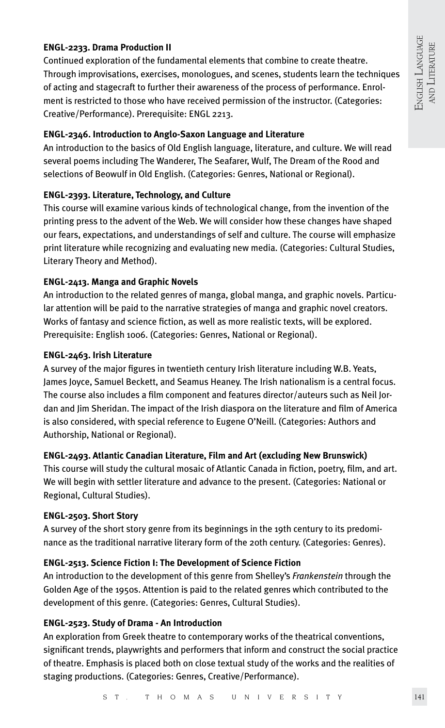**ENGL-2233. Drama Production II**

Continued exploration of the fundamental elements that combine to create theatre. Through improvisations, exercises, monologues, and scenes, students learn the techniques of acting and stagecraft to further their awareness of the process of performance. Enrolment is restricted to those who have received permission of the instructor. (Categories: Creative/Performance). Prerequisite: ENGL 2213.

**ENGL-2346. Introduction to Anglo-Saxon Language and Literature**

An introduction to the basics of Old English language, literature, and culture. We will read several poems including The Wanderer, The Seafarer, Wulf, The Dream of the Rood and selections of Beowulf in Old English. (Categories: Genres, National or Regional).

**ENGL-2393. Literature, Technology, and Culture**

This course will examine various kinds of technological change, from the invention of the printing press to the advent of the Web. We will consider how these changes have shaped our fears, expectations, and understandings of self and culture. The course will emphasize print literature while recognizing and evaluating new media. (Categories: Cultural Studies, Literary Theory and Method).

**ENGL-2413. Manga and Graphic Novels**

An introduction to the related genres of manga, global manga, and graphic novels. Particular attention will be paid to the narrative strategies of manga and graphic novel creators. Works of fantasy and science fiction, as well as more realistic texts, will be explored. Prerequisite: English 1006. (Categories: Genres, National or Regional).

**ENGL-2463. Irish Literature**

A survey of the major figures in twentieth century Irish literature including W.B. Yeats, James Joyce, Samuel Beckett, and Seamus Heaney. The Irish nationalism is a central focus. The course also includes a film component and features director/auteurs such as Neil Jordan and Jim Sheridan. The impact of the Irish diaspora on the literature and film of America is also considered, with special reference to Eugene O'Neill. (Categories: Authors and Authorship, National or Regional).

**ENGL-2493. Atlantic Canadian Literature, Film and Art (excluding New Brunswick)**

This course will study the cultural mosaic of Atlantic Canada in fiction, poetry, film, and art. We will begin with settler literature and advance to the present. (Categories: National or Regional, Cultural Studies).

**ENGL-2503. Short Story**

A survey of the short story genre from its beginnings in the 19th century to its predominance as the traditional narrative literary form of the 20th century. (Categories: Genres).

**ENGL-2513. Science Fiction I: The Development of Science Fiction**

An introduction to the development of this genre from Shelley's *Frankenstein* through the Golden Age of the 1950s. Attention is paid to the related genres which contributed to the development of this genre. (Categories: Genres, Cultural Studies).

**ENGL-2523. Study of Drama - An Introduction**

An exploration from Greek theatre to contemporary works of the theatrical conventions, significant trends, playwrights and performers that inform and construct the social practice of theatre. Emphasis is placed both on close textual study of the works and the realities of staging productions. (Categories: Genres, Creative/Performance).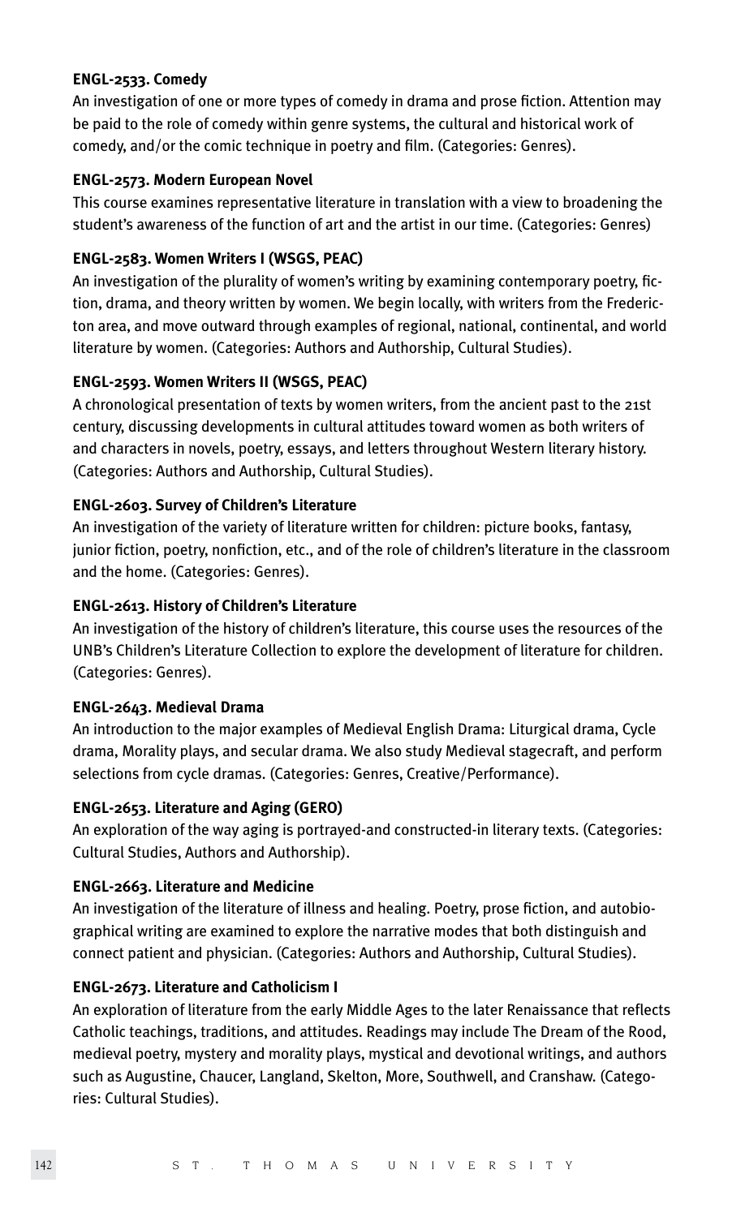**ENGL-2533. Comedy**

An investigation of one or more types of comedy in drama and prose fiction. Attention may be paid to the role of comedy within genre systems, the cultural and historical work of comedy, and/or the comic technique in poetry and film. (Categories: Genres).

**ENGL-2573. Modern European Novel**

This course examines representative literature in translation with a view to broadening the student's awareness of the function of art and the artist in our time. (Categories: Genres)

**ENGL-2583. Women Writers I (WSGS, PEAC)**

An investigation of the plurality of women's writing by examining contemporary poetry, fiction, drama, and theory written by women. We begin locally, with writers from the Fredericton area, and move outward through examples of regional, national, continental, and world literature by women. (Categories: Authors and Authorship, Cultural Studies).

**ENGL-2593. Women Writers II (WSGS, PEAC)**

A chronological presentation of texts by women writers, from the ancient past to the 21st century, discussing developments in cultural attitudes toward women as both writers of and characters in novels, poetry, essays, and letters throughout Western literary history. (Categories: Authors and Authorship, Cultural Studies).

**ENGL-2603. Survey of Children's Literature**

An investigation of the variety of literature written for children: picture books, fantasy, junior fiction, poetry, nonfiction, etc., and of the role of children's literature in the classroom and the home. (Categories: Genres).

**ENGL-2613. History of Children's Literature**

An investigation of the history of children's literature, this course uses the resources of the UNB's Children's Literature Collection to explore the development of literature for children. (Categories: Genres).

**ENGL-2643. Medieval Drama**

An introduction to the major examples of Medieval English Drama: Liturgical drama, Cycle drama, Morality plays, and secular drama. We also study Medieval stagecraft, and perform selections from cycle dramas. (Categories: Genres, Creative/Performance).

**ENGL-2653. Literature and Aging (GERO)**

An exploration of the way aging is portrayed-and constructed-in literary texts. (Categories: Cultural Studies, Authors and Authorship).

**ENGL-2663. Literature and Medicine**

An investigation of the literature of illness and healing. Poetry, prose fiction, and autobiographical writing are examined to explore the narrative modes that both distinguish and connect patient and physician. (Categories: Authors and Authorship, Cultural Studies).

**ENGL-2673. Literature and Catholicism I**

An exploration of literature from the early Middle Ages to the later Renaissance that reflects Catholic teachings, traditions, and attitudes. Readings may include The Dream of the Rood, medieval poetry, mystery and morality plays, mystical and devotional writings, and authors such as Augustine, Chaucer, Langland, Skelton, More, Southwell, and Cranshaw. (Categories: Cultural Studies).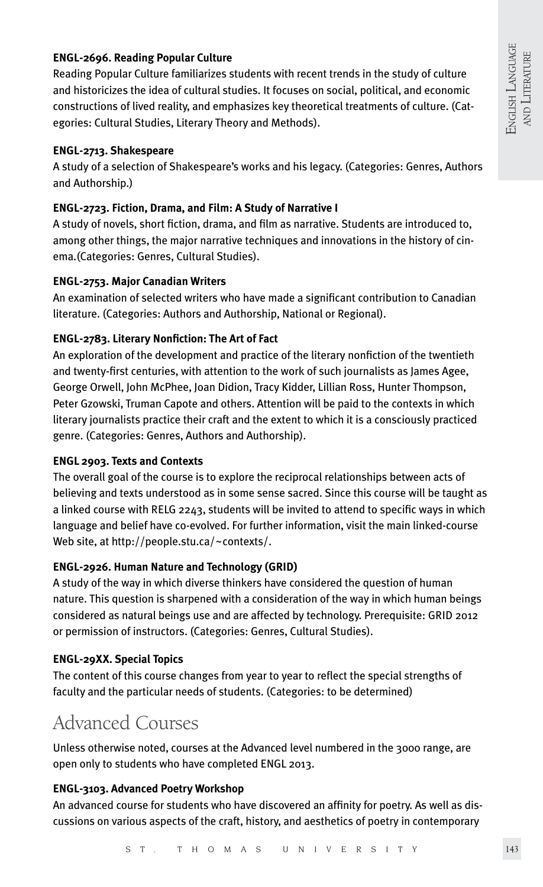**ENGL-2696. Reading Popular Culture**

Reading Popular Culture familiarizes students with recent trends in the study of culture and historicizes the idea of cultural studies. It focuses on social, political, and economic constructions of lived reality, and emphasizes key theoretical treatments of culture. (Categories: Cultural Studies, Literary Theory and Methods).

**ENGL-2713. Shakespeare**

A study of a selection of Shakespeare's works and his legacy. (Categories: Genres, Authors and Authorship.)

**ENGL-2723. Fiction, Drama, and Film: A Study of Narrative I**

A study of novels, short fiction, drama, and film as narrative. Students are introduced to, among other things, the major narrative techniques and innovations in the history of cinema.(Categories: Genres, Cultural Studies).

**ENGL-2753. Major Canadian Writers**

An examination of selected writers who have made a significant contribution to Canadian literature. (Categories: Authors and Authorship, National or Regional).

**ENGL-2783. Literary Nonfiction: The Art of Fact**

An exploration of the development and practice of the literary nonfiction of the twentieth and twenty-first centuries, with attention to the work of such journalists as James Agee, George Orwell, John McPhee, Joan Didion, Tracy Kidder, Lillian Ross, Hunter Thompson, Peter Gzowski, Truman Capote and others. Attention will be paid to the contexts in which literary journalists practice their craft and the extent to which it is a consciously practiced genre. (Categories: Genres, Authors and Authorship).

**ENGL 2903. Texts and Contexts**

The overall goal of the course is to explore the reciprocal relationships between acts of believing and texts understood as in some sense sacred. Since this course will be taught as a linked course with RELG 2243, students will be invited to attend to specific ways in which language and belief have co-evolved. For further information, visit the main linked-course Web site, at http://people.stu.ca/~contexts/.

**ENGL-2926. Human Nature and Technology (GRID)**

A study of the way in which diverse thinkers have considered the question of human nature. This question is sharpened with a consideration of the way in which human beings considered as natural beings use and are affected by technology. Prerequisite: GRID 2012 or permission of instructors. (Categories: Genres, Cultural Studies).

**ENGL-29XX. Special Topics**

The content of this course changes from year to year to reflect the special strengths of faculty and the particular needs of students. (Categories: to be determined)

## Advanced Courses

Unless otherwise noted, courses at the Advanced level numbered in the 3000 range, are open only to students who have completed ENGL 2013.

**ENGL-3103. Advanced Poetry Workshop**

An advanced course for students who have discovered an affinity for poetry. As well as discussions on various aspects of the craft, history, and aesthetics of poetry in contemporary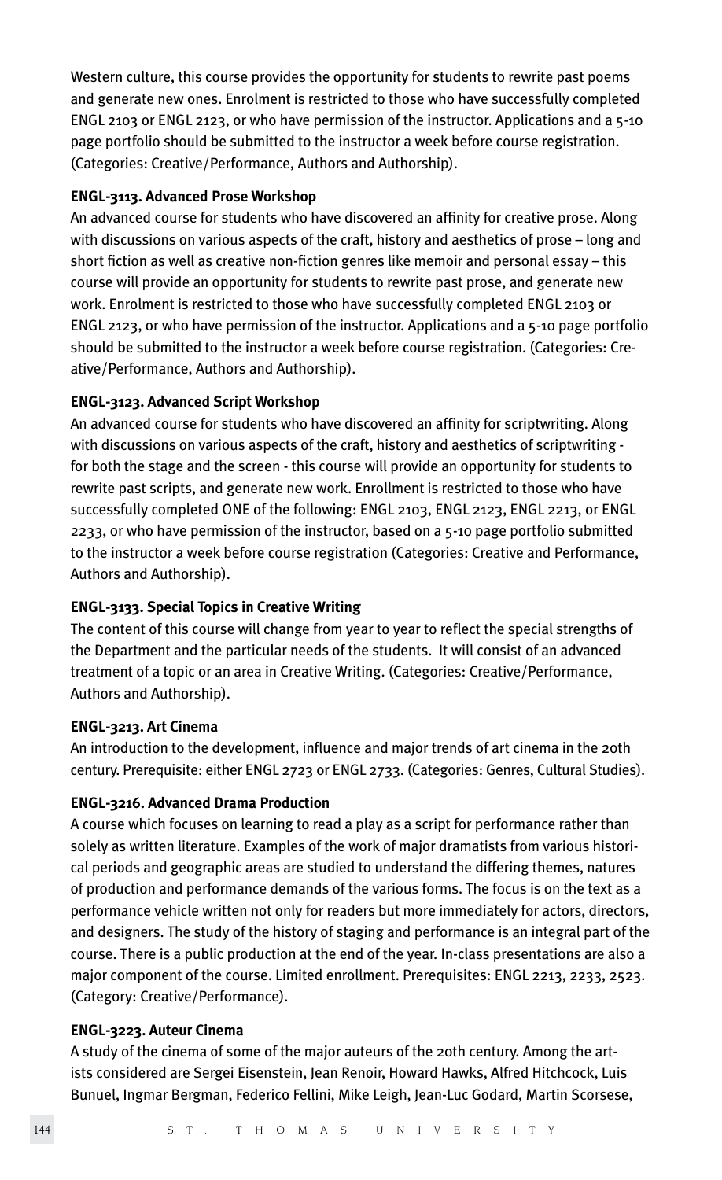Western culture, this course provides the opportunity for students to rewrite past poems and generate new ones. Enrolment is restricted to those who have successfully completed ENGL 2103 or ENGL 2123, or who have permission of the instructor. Applications and a 5-10 page portfolio should be submitted to the instructor a week before course registration. (Categories: Creative/Performance, Authors and Authorship).

**ENGL-3113. Advanced Prose Workshop**

An advanced course for students who have discovered an affinity for creative prose. Along with discussions on various aspects of the craft, history and aesthetics of prose – long and short fiction as well as creative non-fiction genres like memoir and personal essay – this course will provide an opportunity for students to rewrite past prose, and generate new work. Enrolment is restricted to those who have successfully completed ENGL 2103 or ENGL 2123, or who have permission of the instructor. Applications and a 5-10 page portfolio should be submitted to the instructor a week before course registration. (Categories: Creative/Performance, Authors and Authorship).

**ENGL-3123. Advanced Script Workshop**

An advanced course for students who have discovered an affinity for scriptwriting. Along with discussions on various aspects of the craft, history and aesthetics of scriptwriting - for both the stage and the screen - this course will provide an opportunity for students to rewrite past scripts, and generate new work. Enrollment is restricted to those who have successfully completed ONE of the following: ENGL 2103, ENGL 2123, ENGL 2213, or ENGL 2233, or who have permission of the instructor, based on a 5-10 page portfolio submitted to the instructor a week before course registration (Categories: Creative and Performance, Authors and Authorship).

**ENGL-3133. Special Topics in Creative Writing**

The content of this course will change from year to year to reflect the special strengths of the Department and the particular needs of the students. It will consist of an advanced treatment of a topic or an area in Creative Writing. (Categories: Creative/Performance, Authors and Authorship).

**ENGL-3213. Art Cinema**

An introduction to the development, influence and major trends of art cinema in the 20th century. Prerequisite: either ENGL 2723 or ENGL 2733. (Categories: Genres, Cultural Studies).

**ENGL-3216. Advanced Drama Production**

A course which focuses on learning to read a play as a script for performance rather than solely as written literature. Examples of the work of major dramatists from various historical periods and geographic areas are studied to understand the differing themes, natures of production and performance demands of the various forms. The focus is on the text as a performance vehicle written not only for readers but more immediately for actors, directors, and designers. The study of the history of staging and performance is an integral part of the course. There is a public production at the end of the year. In-class presentations are also a major component of the course. Limited enrollment. Prerequisites: ENGL 2213, 2233, 2523. (Category: Creative/Performance).

**ENGL-3223. Auteur Cinema**

A study of the cinema of some of the major auteurs of the 20th century. Among the artists considered are Sergei Eisenstein, Jean Renoir, Howard Hawks, Alfred Hitchcock, Luis Bunuel, Ingmar Bergman, Federico Fellini, Mike Leigh, Jean-Luc Godard, Martin Scorsese,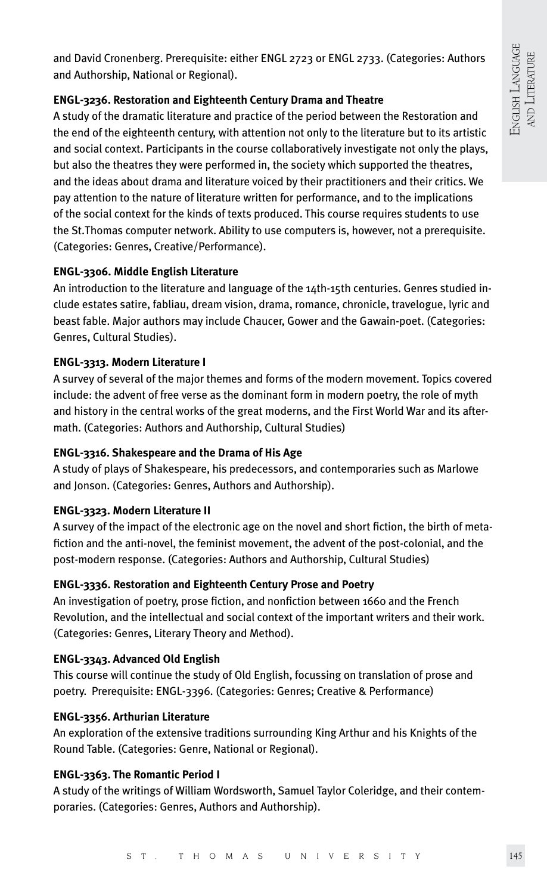and David Cronenberg. Prerequisite: either ENGL 2723 or ENGL 2733. (Categories: Authors and Authorship, National or Regional).

**ENGL-3236. Restoration and Eighteenth Century Drama and Theatre**

A study of the dramatic literature and practice of the period between the Restoration and the end of the eighteenth century, with attention not only to the literature but to its artistic and social context. Participants in the course collaboratively investigate not only the plays, but also the theatres they were performed in, the society which supported the theatres, and the ideas about drama and literature voiced by their practitioners and their critics. We pay attention to the nature of literature written for performance, and to the implications of the social context for the kinds of texts produced. This course requires students to use the St.Thomas computer network. Ability to use computers is, however, not a prerequisite. (Categories: Genres, Creative/Performance).

**ENGL-3306. Middle English Literature**

An introduction to the literature and language of the 14th-15th centuries. Genres studied include estates satire, fabliau, dream vision, drama, romance, chronicle, travelogue, lyric and beast fable. Major authors may include Chaucer, Gower and the Gawain-poet. (Categories: Genres, Cultural Studies).

**ENGL-3313. Modern Literature I**

A survey of several of the major themes and forms of the modern movement. Topics covered include: the advent of free verse as the dominant form in modern poetry, the role of myth and history in the central works of the great moderns, and the First World War and its aftermath. (Categories: Authors and Authorship, Cultural Studies)

**ENGL-3316. Shakespeare and the Drama of His Age**

A study of plays of Shakespeare, his predecessors, and contemporaries such as Marlowe and Jonson. (Categories: Genres, Authors and Authorship).

**ENGL-3323. Modern Literature II**

A survey of the impact of the electronic age on the novel and short fiction, the birth of metafiction and the anti-novel, the feminist movement, the advent of the post-colonial, and the post-modern response. (Categories: Authors and Authorship, Cultural Studies)

**ENGL-3336. Restoration and Eighteenth Century Prose and Poetry**

An investigation of poetry, prose fiction, and nonfiction between 1660 and the French Revolution, and the intellectual and social context of the important writers and their work. (Categories: Genres, Literary Theory and Method).

**ENGL-3343. Advanced Old English**

This course will continue the study of Old English, focussing on translation of prose and poetry. Prerequisite: ENGL-3396. (Categories: Genres; Creative & Performance)

**ENGL-3356. Arthurian Literature**

An exploration of the extensive traditions surrounding King Arthur and his Knights of the Round Table. (Categories: Genre, National or Regional).

**ENGL-3363. The Romantic Period I**

A study of the writings of William Wordsworth, Samuel Taylor Coleridge, and their contemporaries. (Categories: Genres, Authors and Authorship).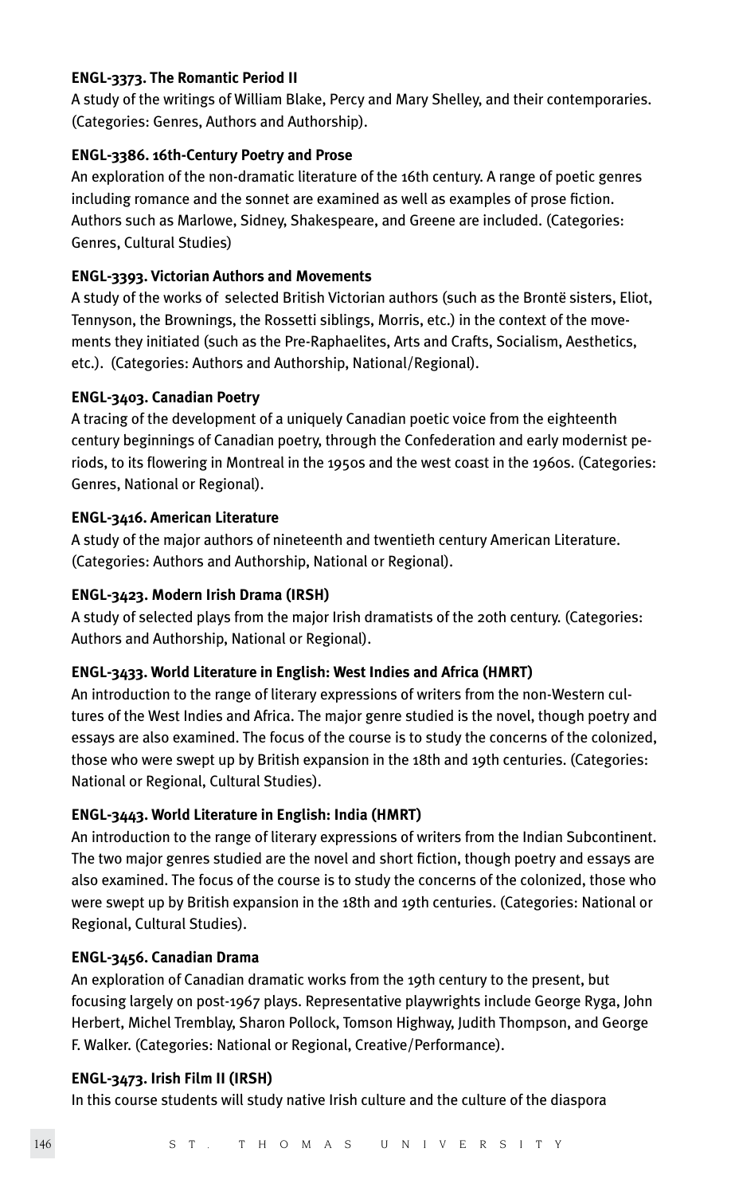**ENGL-3373. The Romantic Period II**

A study of the writings of William Blake, Percy and Mary Shelley, and their contemporaries. (Categories: Genres, Authors and Authorship).

**ENGL-3386. 16th-Century Poetry and Prose**

An exploration of the non-dramatic literature of the 16th century. A range of poetic genres including romance and the sonnet are examined as well as examples of prose fiction. Authors such as Marlowe, Sidney, Shakespeare, and Greene are included. (Categories: Genres, Cultural Studies)

**ENGL-3393. Victorian Authors and Movements**

A study of the works of selected British Victorian authors (such as the Brontë sisters, Eliot, Tennyson, the Brownings, the Rossetti siblings, Morris, etc.) in the context of the movements they initiated (such as the Pre-Raphaelites, Arts and Crafts, Socialism, Aesthetics, etc.). (Categories: Authors and Authorship, National/Regional).

**ENGL-3403. Canadian Poetry**

A tracing of the development of a uniquely Canadian poetic voice from the eighteenth century beginnings of Canadian poetry, through the Confederation and early modernist periods, to its flowering in Montreal in the 1950s and the west coast in the 1960s. (Categories: Genres, National or Regional).

**ENGL-3416. American Literature**

A study of the major authors of nineteenth and twentieth century American Literature. (Categories: Authors and Authorship, National or Regional).

**ENGL-3423. Modern Irish Drama (IRSH)**

A study of selected plays from the major Irish dramatists of the 20th century. (Categories: Authors and Authorship, National or Regional).

**ENGL-3433. World Literature in English: West Indies and Africa (HMRT)**

An introduction to the range of literary expressions of writers from the non-Western cultures of the West Indies and Africa. The major genre studied is the novel, though poetry and essays are also examined. The focus of the course is to study the concerns of the colonized, those who were swept up by British expansion in the 18th and 19th centuries. (Categories: National or Regional, Cultural Studies).

**ENGL-3443. World Literature in English: India (HMRT)**

An introduction to the range of literary expressions of writers from the Indian Subcontinent. The two major genres studied are the novel and short fiction, though poetry and essays are also examined. The focus of the course is to study the concerns of the colonized, those who were swept up by British expansion in the 18th and 19th centuries. (Categories: National or Regional, Cultural Studies).

**ENGL-3456. Canadian Drama**

An exploration of Canadian dramatic works from the 19th century to the present, but focusing largely on post-1967 plays. Representative playwrights include George Ryga, John Herbert, Michel Tremblay, Sharon Pollock, Tomson Highway, Judith Thompson, and George F. Walker. (Categories: National or Regional, Creative/Performance).

**ENGL-3473. Irish Film II (IRSH)**

In this course students will study native Irish culture and the culture of the diaspora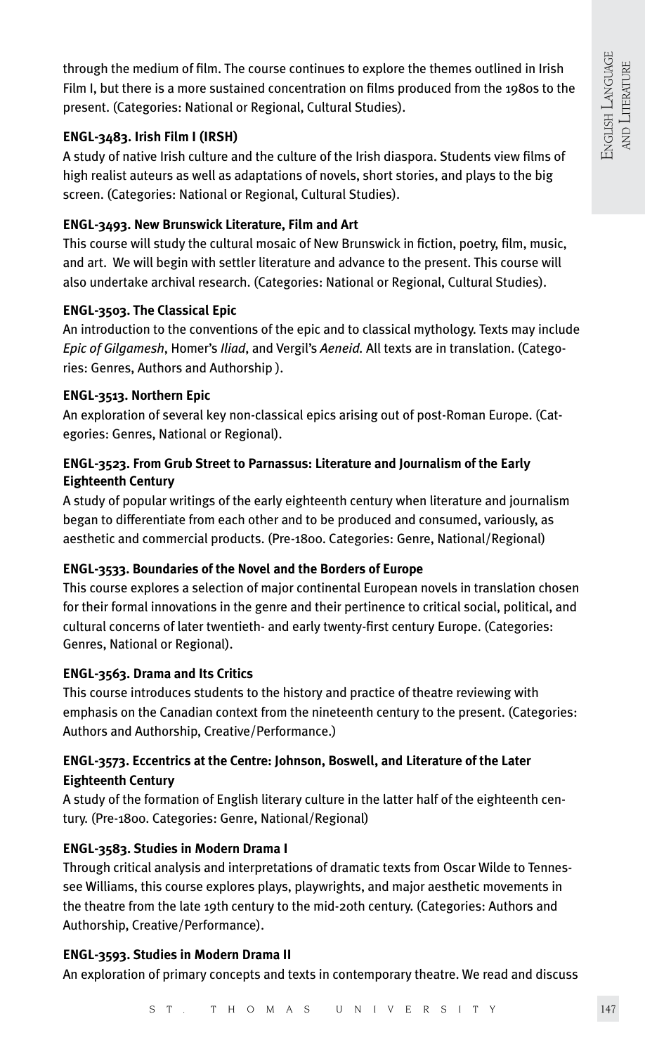through the medium of film. The course continues to explore the themes outlined in Irish Film I, but there is a more sustained concentration on films produced from the 1980s to the present. (Categories: National or Regional, Cultural Studies).

**ENGL-3483. Irish Film I (IRSH)**

A study of native Irish culture and the culture of the Irish diaspora. Students view films of high realist auteurs as well as adaptations of novels, short stories, and plays to the big screen. (Categories: National or Regional, Cultural Studies).

**ENGL-3493. New Brunswick Literature, Film and Art**

This course will study the cultural mosaic of New Brunswick in fiction, poetry, film, music, and art. We will begin with settler literature and advance to the present. This course will also undertake archival research. (Categories: National or Regional, Cultural Studies).

**ENGL-3503. The Classical Epic**

An introduction to the conventions of the epic and to classical mythology. Texts may include *Epic of Gilgamesh*, Homer's *Iliad*, and Vergil's *Aeneid*. All texts are in translation. (Categories: Genres, Authors and Authorship ).

**ENGL-3513. Northern Epic**

An exploration of several key non-classical epics arising out of post-Roman Europe. (Categories: Genres, National or Regional).

**ENGL-3523. From Grub Street to Parnassus: Literature and Journalism of the Early Eighteenth Century**

A study of popular writings of the early eighteenth century when literature and journalism began to differentiate from each other and to be produced and consumed, variously, as aesthetic and commercial products. (Pre-1800. Categories: Genre, National/Regional)

**ENGL-3533. Boundaries of the Novel and the Borders of Europe**

This course explores a selection of major continental European novels in translation chosen for their formal innovations in the genre and their pertinence to critical social, political, and cultural concerns of later twentieth- and early twenty-first century Europe. (Categories: Genres, National or Regional).

**ENGL-3563. Drama and Its Critics**

This course introduces students to the history and practice of theatre reviewing with emphasis on the Canadian context from the nineteenth century to the present. (Categories: Authors and Authorship, Creative/Performance.)

**ENGL-3573. Eccentrics at the Centre: Johnson, Boswell, and Literature of the Later Eighteenth Century**

A study of the formation of English literary culture in the latter half of the eighteenth century. (Pre-1800. Categories: Genre, National/Regional)

**ENGL-3583. Studies in Modern Drama I**

Through critical analysis and interpretations of dramatic texts from Oscar Wilde to Tennessee Williams, this course explores plays, playwrights, and major aesthetic movements in the theatre from the late 19th century to the mid-20th century. (Categories: Authors and Authorship, Creative/Performance).

**ENGL-3593. Studies in Modern Drama II**

An exploration of primary concepts and texts in contemporary theatre. We read and discuss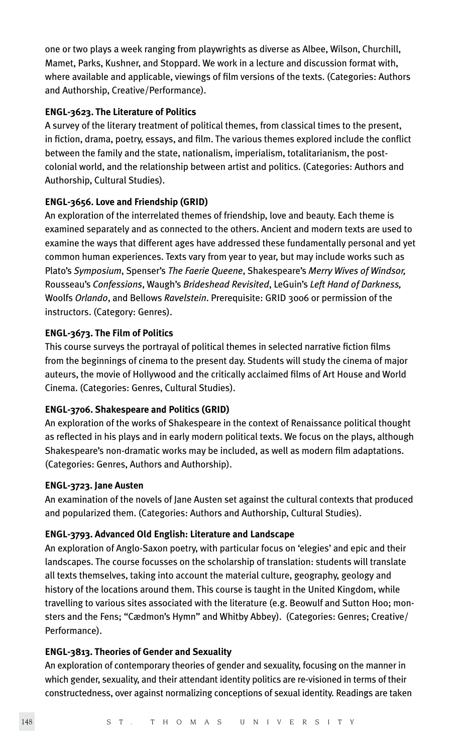one or two plays a week ranging from playwrights as diverse as Albee, Wilson, Churchill, Mamet, Parks, Kushner, and Stoppard. We work in a lecture and discussion format with, where available and applicable, viewings of film versions of the texts. (Categories: Authors and Authorship, Creative/Performance).

**ENGL-3623. The Literature of Politics**

A survey of the literary treatment of political themes, from classical times to the present, in fiction, drama, poetry, essays, and film. The various themes explored include the conflict between the family and the state, nationalism, imperialism, totalitarianism, the post-colonial world, and the relationship between artist and politics. (Categories: Authors and Authorship, Cultural Studies).

**ENGL-3656. Love and Friendship (GRID)**

An exploration of the interrelated themes of friendship, love and beauty. Each theme is examined separately and as connected to the others. Ancient and modern texts are used to examine the ways that different ages have addressed these fundamentally personal and yet common human experiences. Texts vary from year to year, but may include works such as Plato's *Symposium*, Spenser's *The Faerie Queene*, Shakespeare's *Merry Wives of Windsor,* Rousseau's *Confessions*, Waugh's *Brideshead Revisited*, LeGuin's *Left Hand of Darkness,* Woolfs *Orlando*, and Bellows *Ravelstein*. Prerequisite: GRID 3006 or permission of the instructors. (Category: Genres).

**ENGL-3673. The Film of Politics**

This course surveys the portrayal of political themes in selected narrative fiction films from the beginnings of cinema to the present day. Students will study the cinema of major auteurs, the movie of Hollywood and the critically acclaimed films of Art House and World Cinema. (Categories: Genres, Cultural Studies).

**ENGL-3706. Shakespeare and Politics (GRID)**

An exploration of the works of Shakespeare in the context of Renaissance political thought as reflected in his plays and in early modern political texts. We focus on the plays, although Shakespeare's non-dramatic works may be included, as well as modern film adaptations. (Categories: Genres, Authors and Authorship).

**ENGL-3723. Jane Austen**

An examination of the novels of Jane Austen set against the cultural contexts that produced and popularized them. (Categories: Authors and Authorship, Cultural Studies).

**ENGL-3793. Advanced Old English: Literature and Landscape**

An exploration of Anglo-Saxon poetry, with particular focus on 'elegies' and epic and their landscapes. The course focusses on the scholarship of translation: students will translate all texts themselves, taking into account the material culture, geography, geology and history of the locations around them. This course is taught in the United Kingdom, while travelling to various sites associated with the literature (e.g. Beowulf and Sutton Hoo; monsters and the Fens; "Cædmon's Hymn" and Whitby Abbey). (Categories: Genres; Creative/Performance).

**ENGL-3813. Theories of Gender and Sexuality**

An exploration of contemporary theories of gender and sexuality, focusing on the manner in which gender, sexuality, and their attendant identity politics are re-visioned in terms of their constructedness, over against normalizing conceptions of sexual identity. Readings are taken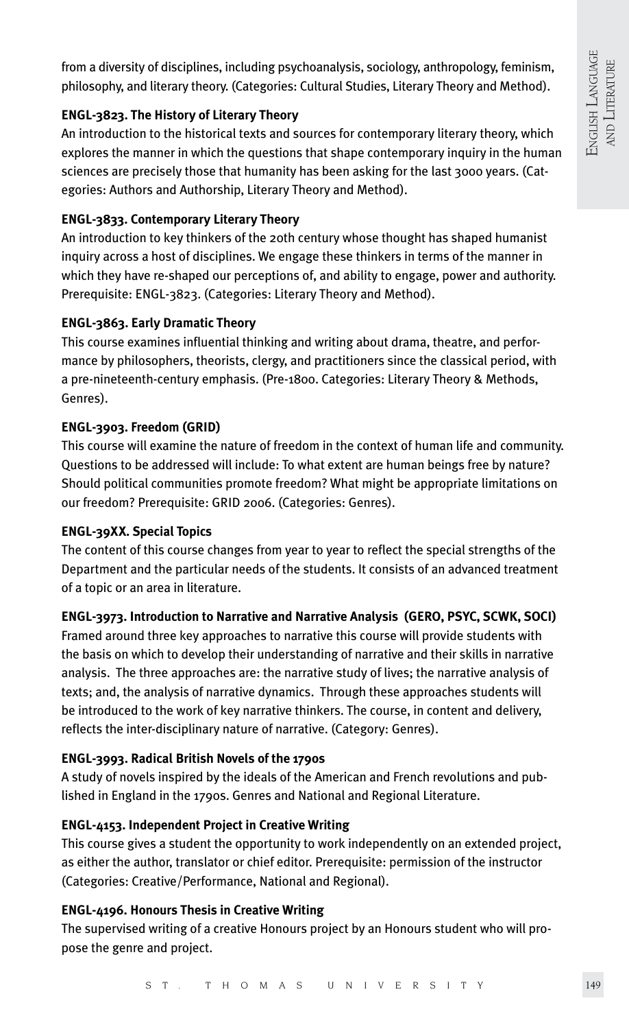from a diversity of disciplines, including psychoanalysis, sociology, anthropology, feminism, philosophy, and literary theory. (Categories: Cultural Studies, Literary Theory and Method).

**ENGL-3823. The History of Literary Theory**
An introduction to the historical texts and sources for contemporary literary theory, which explores the manner in which the questions that shape contemporary inquiry in the human sciences are precisely those that humanity has been asking for the last 3000 years. (Categories: Authors and Authorship, Literary Theory and Method).

**ENGL-3833. Contemporary Literary Theory**
An introduction to key thinkers of the 20th century whose thought has shaped humanist inquiry across a host of disciplines. We engage these thinkers in terms of the manner in which they have re-shaped our perceptions of, and ability to engage, power and authority. Prerequisite: ENGL-3823. (Categories: Literary Theory and Method).

**ENGL-3863. Early Dramatic Theory**
This course examines influential thinking and writing about drama, theatre, and performance by philosophers, theorists, clergy, and practitioners since the classical period, with a pre-nineteenth-century emphasis. (Pre-1800. Categories: Literary Theory & Methods, Genres).

**ENGL-3903. Freedom (GRID)**
This course will examine the nature of freedom in the context of human life and community. Questions to be addressed will include: To what extent are human beings free by nature? Should political communities promote freedom? What might be appropriate limitations on our freedom? Prerequisite: GRID 2006. (Categories: Genres).

**ENGL-39XX. Special Topics**
The content of this course changes from year to year to reflect the special strengths of the Department and the particular needs of the students. It consists of an advanced treatment of a topic or an area in literature.

**ENGL-3973. Introduction to Narrative and Narrative Analysis (GERO, PSYC, SCWK, SOCI)**
Framed around three key approaches to narrative this course will provide students with the basis on which to develop their understanding of narrative and their skills in narrative analysis. The three approaches are: the narrative study of lives; the narrative analysis of texts; and, the analysis of narrative dynamics. Through these approaches students will be introduced to the work of key narrative thinkers. The course, in content and delivery, reflects the inter-disciplinary nature of narrative. (Category: Genres).

**ENGL-3993. Radical British Novels of the 1790s**
A study of novels inspired by the ideals of the American and French revolutions and published in England in the 1790s. Genres and National and Regional Literature.

**ENGL-4153. Independent Project in Creative Writing**
This course gives a student the opportunity to work independently on an extended project, as either the author, translator or chief editor. Prerequisite: permission of the instructor (Categories: Creative/Performance, National and Regional).

**ENGL-4196. Honours Thesis in Creative Writing**
The supervised writing of a creative Honours project by an Honours student who will propose the genre and project.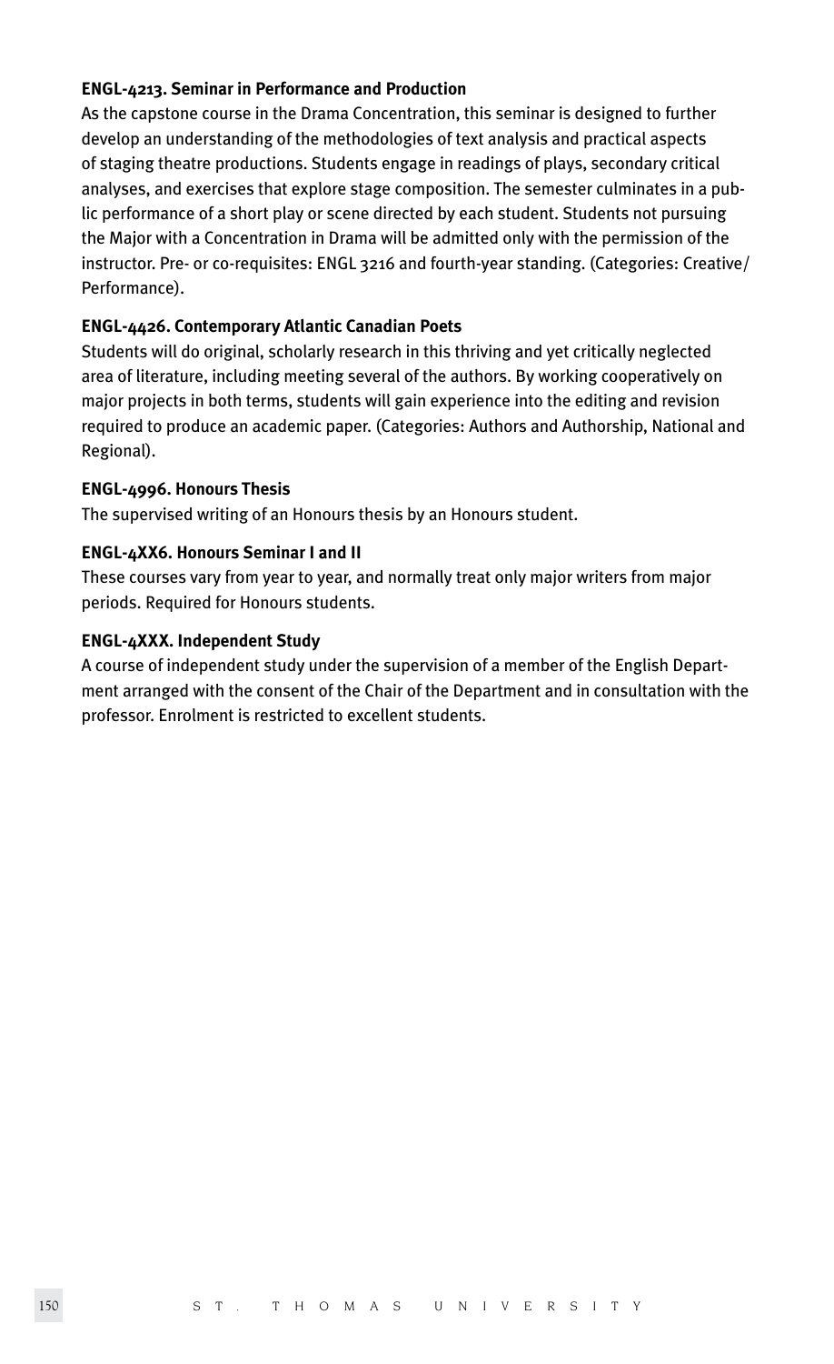**ENGL-4213. Seminar in Performance and Production**

As the capstone course in the Drama Concentration, this seminar is designed to further develop an understanding of the methodologies of text analysis and practical aspects of staging theatre productions. Students engage in readings of plays, secondary critical analyses, and exercises that explore stage composition. The semester culminates in a public performance of a short play or scene directed by each student. Students not pursuing the Major with a Concentration in Drama will be admitted only with the permission of the instructor. Pre- or co-requisites: ENGL 3216 and fourth-year standing. (Categories: Creative/Performance).

**ENGL-4426. Contemporary Atlantic Canadian Poets**

Students will do original, scholarly research in this thriving and yet critically neglected area of literature, including meeting several of the authors. By working cooperatively on major projects in both terms, students will gain experience into the editing and revision required to produce an academic paper. (Categories: Authors and Authorship, National and Regional).

**ENGL-4996. Honours Thesis**

The supervised writing of an Honours thesis by an Honours student.

**ENGL-4XX6. Honours Seminar I and II**

These courses vary from year to year, and normally treat only major writers from major periods. Required for Honours students.

**ENGL-4XXX. Independent Study**

A course of independent study under the supervision of a member of the English Department arranged with the consent of the Chair of the Department and in consultation with the professor. Enrolment is restricted to excellent students.